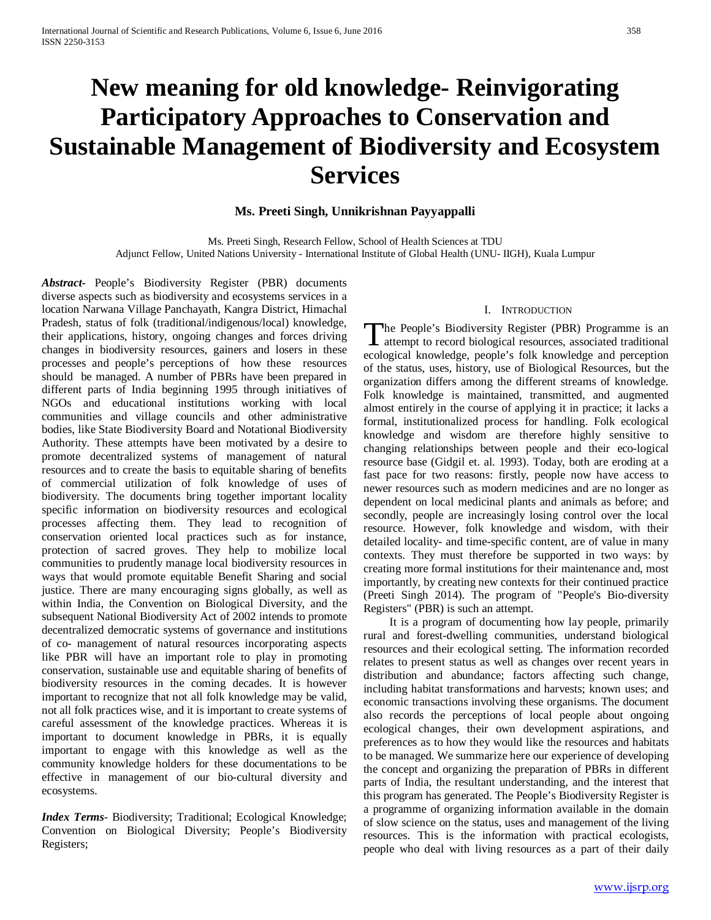# New meaning for old knowledge- Reinvigorating Participatory Approaches to Conservation and Sustainable Management of Biodiversity and Ecosystem Services

**Ms. Preeti Singh, Unnikrishnan Payyappalli**

Ms. Preeti Singh, Research Fellow, School of Health Sciences at TDU
Adjunct Fellow, United Nations University - International Institute of Global Health (UNU- IIGH), Kuala Lumpur

***Abstract***- People's Biodiversity Register (PBR) documents diverse aspects such as biodiversity and ecosystems services in a location Narwana Village Panchayath, Kangra District, Himachal Pradesh, status of folk (traditional/indigenous/local) knowledge, their applications, history, ongoing changes and forces driving changes in biodiversity resources, gainers and losers in these processes and people's perceptions of how these resources should be managed. A number of PBRs have been prepared in different parts of India beginning 1995 through initiatives of NGOs and educational institutions working with local communities and village councils and other administrative bodies, like State Biodiversity Board and Notational Biodiversity Authority. These attempts have been motivated by a desire to promote decentralized systems of management of natural resources and to create the basis to equitable sharing of benefits of commercial utilization of folk knowledge of uses of biodiversity. The documents bring together important locality specific information on biodiversity resources and ecological processes affecting them. They lead to recognition of conservation oriented local practices such as for instance, protection of sacred groves. They help to mobilize local communities to prudently manage local biodiversity resources in ways that would promote equitable Benefit Sharing and social justice. There are many encouraging signs globally, as well as within India, the Convention on Biological Diversity, and the subsequent National Biodiversity Act of 2002 intends to promote decentralized democratic systems of governance and institutions of co- management of natural resources incorporating aspects like PBR will have an important role to play in promoting conservation, sustainable use and equitable sharing of benefits of biodiversity resources in the coming decades. It is however important to recognize that not all folk knowledge may be valid, not all folk practices wise, and it is important to create systems of careful assessment of the knowledge practices. Whereas it is important to document knowledge in PBRs, it is equally important to engage with this knowledge as well as the community knowledge holders for these documentations to be effective in management of our bio-cultural diversity and ecosystems.

***Index Terms***- Biodiversity; Traditional; Ecological Knowledge; Convention on Biological Diversity; People's Biodiversity Registers;

## I. Introduction

The People's Biodiversity Register (PBR) Programme is an attempt to record biological resources, associated traditional ecological knowledge, people's folk knowledge and perception of the status, uses, history, use of Biological Resources, but the organization differs among the different streams of knowledge. Folk knowledge is maintained, transmitted, and augmented almost entirely in the course of applying it in practice; it lacks a formal, institutionalized process for handling. Folk ecological knowledge and wisdom are therefore highly sensitive to changing relationships between people and their eco-logical resource base (Gidgil et. al. 1993). Today, both are eroding at a fast pace for two reasons: firstly, people now have access to newer resources such as modern medicines and are no longer as dependent on local medicinal plants and animals as before; and secondly, people are increasingly losing control over the local resource. However, folk knowledge and wisdom, with their detailed locality- and time-specific content, are of value in many contexts. They must therefore be supported in two ways: by creating more formal institutions for their maintenance and, most importantly, by creating new contexts for their continued practice (Preeti Singh 2014). The program of "People's Bio-diversity Registers" (PBR) is such an attempt.

It is a program of documenting how lay people, primarily rural and forest-dwelling communities, understand biological resources and their ecological setting. The information recorded relates to present status as well as changes over recent years in distribution and abundance; factors affecting such change, including habitat transformations and harvests; known uses; and economic transactions involving these organisms. The document also records the perceptions of local people about ongoing ecological changes, their own development aspirations, and preferences as to how they would like the resources and habitats to be managed. We summarize here our experience of developing the concept and organizing the preparation of PBRs in different parts of India, the resultant understanding, and the interest that this program has generated. The People's Biodiversity Register is a programme of organizing information available in the domain of slow science on the status, uses and management of the living resources. This is the information with practical ecologists, people who deal with living resources as a part of their daily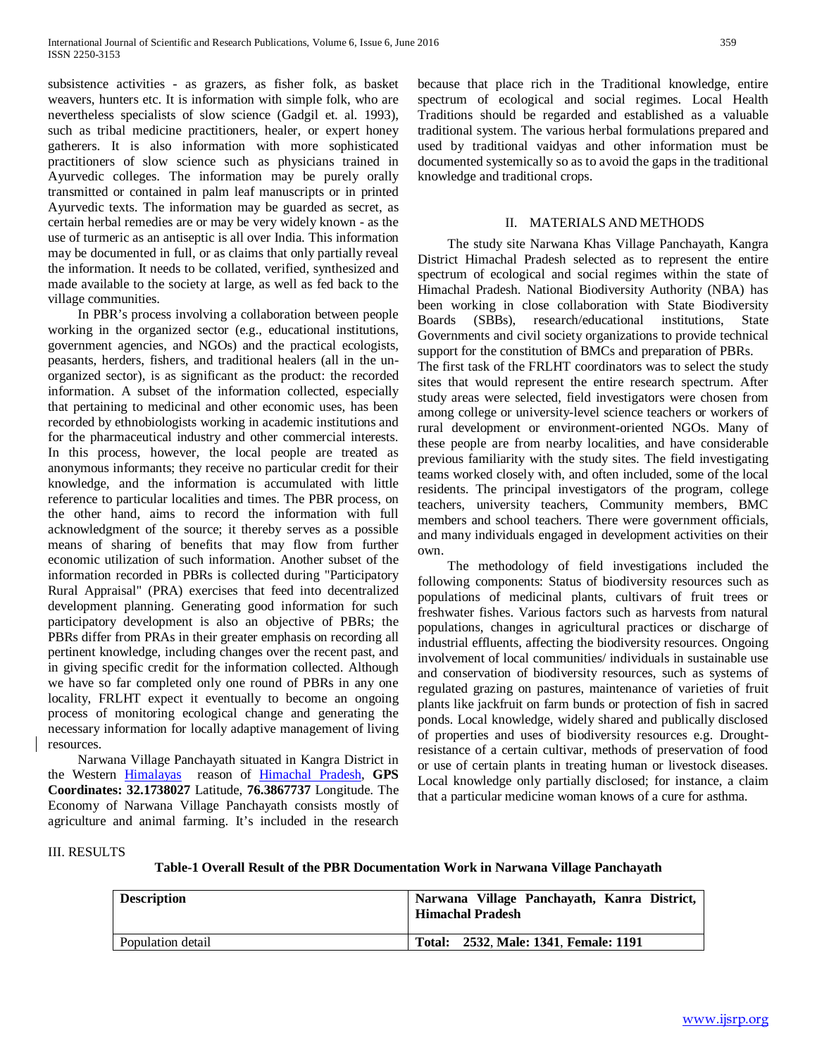subsistence activities - as grazers, as fisher folk, as basket weavers, hunters etc. It is information with simple folk, who are nevertheless specialists of slow science (Gadgil et. al. 1993), such as tribal medicine practitioners, healer, or expert honey gatherers. It is also information with more sophisticated practitioners of slow science such as physicians trained in Ayurvedic colleges. The information may be purely orally transmitted or contained in palm leaf manuscripts or in printed Ayurvedic texts. The information may be guarded as secret, as certain herbal remedies are or may be very widely known - as the use of turmeric as an antiseptic is all over India. This information may be documented in full, or as claims that only partially reveal the information. It needs to be collated, verified, synthesized and made available to the society at large, as well as fed back to the village communities.

In PBR's process involving a collaboration between people working in the organized sector (e.g., educational institutions, government agencies, and NGOs) and the practical ecologists, peasants, herders, fishers, and traditional healers (all in the un-organized sector), is as significant as the product: the recorded information. A subset of the information collected, especially that pertaining to medicinal and other economic uses, has been recorded by ethnobiologists working in academic institutions and for the pharmaceutical industry and other commercial interests. In this process, however, the local people are treated as anonymous informants; they receive no particular credit for their knowledge, and the information is accumulated with little reference to particular localities and times. The PBR process, on the other hand, aims to record the information with full acknowledgment of the source; it thereby serves as a possible means of sharing of benefits that may flow from further economic utilization of such information. Another subset of the information recorded in PBRs is collected during "Participatory Rural Appraisal" (PRA) exercises that feed into decentralized development planning. Generating good information for such participatory development is also an objective of PBRs; the PBRs differ from PRAs in their greater emphasis on recording all pertinent knowledge, including changes over the recent past, and in giving specific credit for the information collected. Although we have so far completed only one round of PBRs in any one locality, FRLHT expect it eventually to become an ongoing process of monitoring ecological change and generating the necessary information for locally adaptive management of living resources.

Narwana Village Panchayath situated in Kangra District in the Western Himalayas reason of Himachal Pradesh, **GPS Coordinates: 32.1738027** Latitude, **76.3867737** Longitude. The Economy of Narwana Village Panchayath consists mostly of agriculture and animal farming. It's included in the research because that place rich in the Traditional knowledge, entire spectrum of ecological and social regimes. Local Health Traditions should be regarded and established as a valuable traditional system. The various herbal formulations prepared and used by traditional vaidyas and other information must be documented systemically so as to avoid the gaps in the traditional knowledge and traditional crops.

## II. MATERIALS AND METHODS

The study site Narwana Khas Village Panchayath, Kangra District Himachal Pradesh selected as to represent the entire spectrum of ecological and social regimes within the state of Himachal Pradesh. National Biodiversity Authority (NBA) has been working in close collaboration with State Biodiversity Boards (SBBs), research/educational institutions, State Governments and civil society organizations to provide technical support for the constitution of BMCs and preparation of PBRs.

The first task of the FRLHT coordinators was to select the study sites that would represent the entire research spectrum. After study areas were selected, field investigators were chosen from among college or university-level science teachers or workers of rural development or environment-oriented NGOs. Many of these people are from nearby localities, and have considerable previous familiarity with the study sites. The field investigating teams worked closely with, and often included, some of the local residents. The principal investigators of the program, college teachers, university teachers, Community members, BMC members and school teachers. There were government officials, and many individuals engaged in development activities on their own.

The methodology of field investigations included the following components: Status of biodiversity resources such as populations of medicinal plants, cultivars of fruit trees or freshwater fishes. Various factors such as harvests from natural populations, changes in agricultural practices or discharge of industrial effluents, affecting the biodiversity resources. Ongoing involvement of local communities/ individuals in sustainable use and conservation of biodiversity resources, such as systems of regulated grazing on pastures, maintenance of varieties of fruit plants like jackfruit on farm bunds or protection of fish in sacred ponds. Local knowledge, widely shared and publically disclosed of properties and uses of biodiversity resources e.g. Drought-resistance of a certain cultivar, methods of preservation of food or use of certain plants in treating human or livestock diseases. Local knowledge only partially disclosed; for instance, a claim that a particular medicine woman knows of a cure for asthma.

## III. RESULTS

**Table-1 Overall Result of the PBR Documentation Work in Narwana Village Panchayath**

| Description | Narwana Village Panchayath, Kanra District, Himachal Pradesh |
|---|---|
| Population detail | **Total: 2532, Male: 1341, Female: 1191** |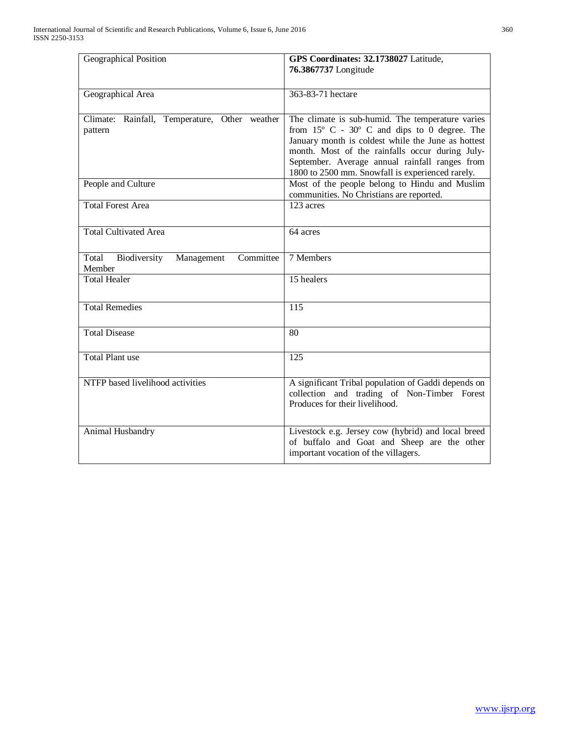| Geographical Position | **GPS Coordinates: 32.1738027** Latitude, **76.3867737** Longitude |
|---|---|
| Geographical Area | 363-83-71 hectare |
| Climate: Rainfall, Temperature, Other weather pattern | The climate is sub-humid. The temperature varies from 15º C - 30º C and dips to 0 degree. The January month is coldest while the June as hottest month. Most of the rainfalls occur during July-September. Average annual rainfall ranges from 1800 to 2500 mm. Snowfall is experienced rarely. |
| People and Culture | Most of the people belong to Hindu and Muslim communities. No Christians are reported. |
| Total Forest Area | 123 acres |
| Total Cultivated Area | 64 acres |
| Total Biodiversity Management Committee Member | 7 Members |
| Total Healer | 15 healers |
| Total Remedies | 115 |
| Total Disease | 80 |
| Total Plant use | 125 |
| NTFP based livelihood activities | A significant Tribal population of Gaddi depends on collection and trading of Non-Timber Forest Produces for their livelihood. |
| Animal Husbandry | Livestock e.g. Jersey cow (hybrid) and local breed of buffalo and Goat and Sheep are the other important vocation of the villagers. |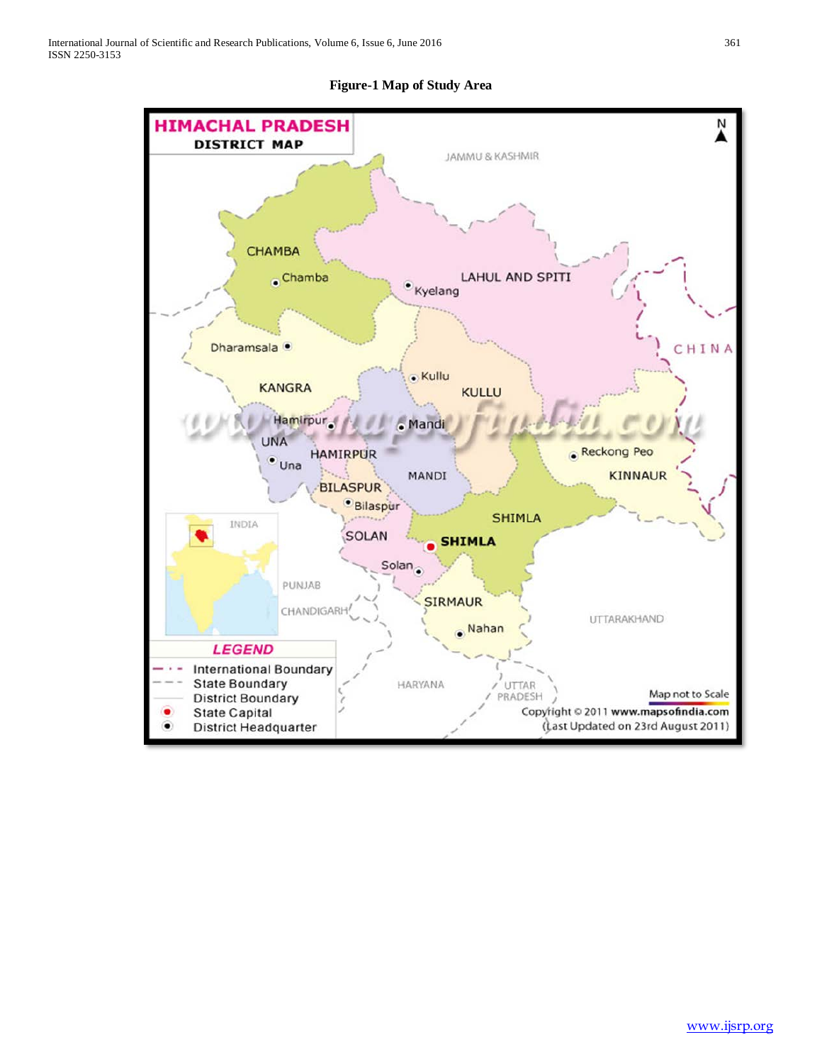**Figure-1 Map of Study Area**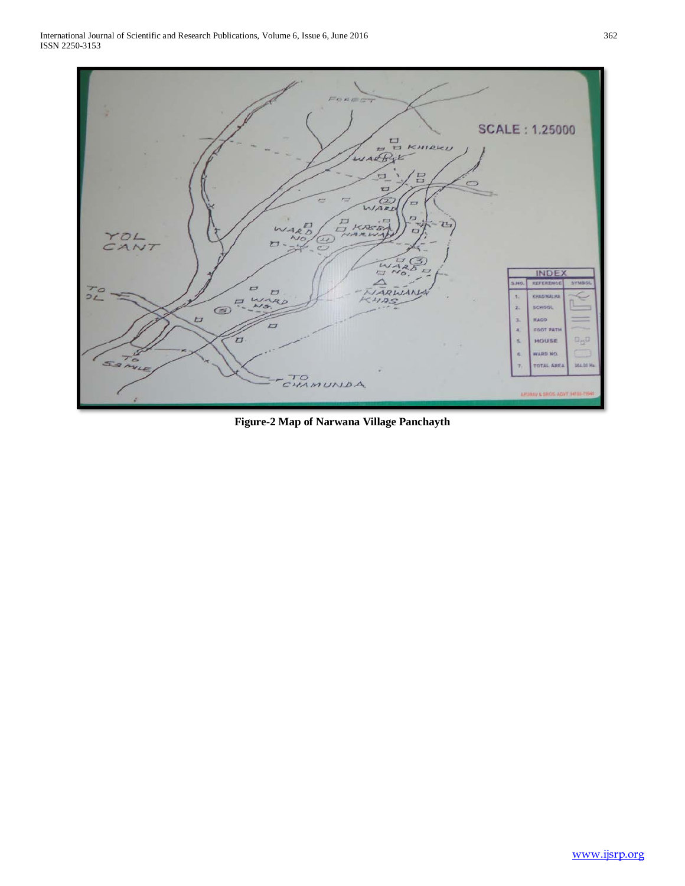Figure-2 Map of Narwana Village Panchayth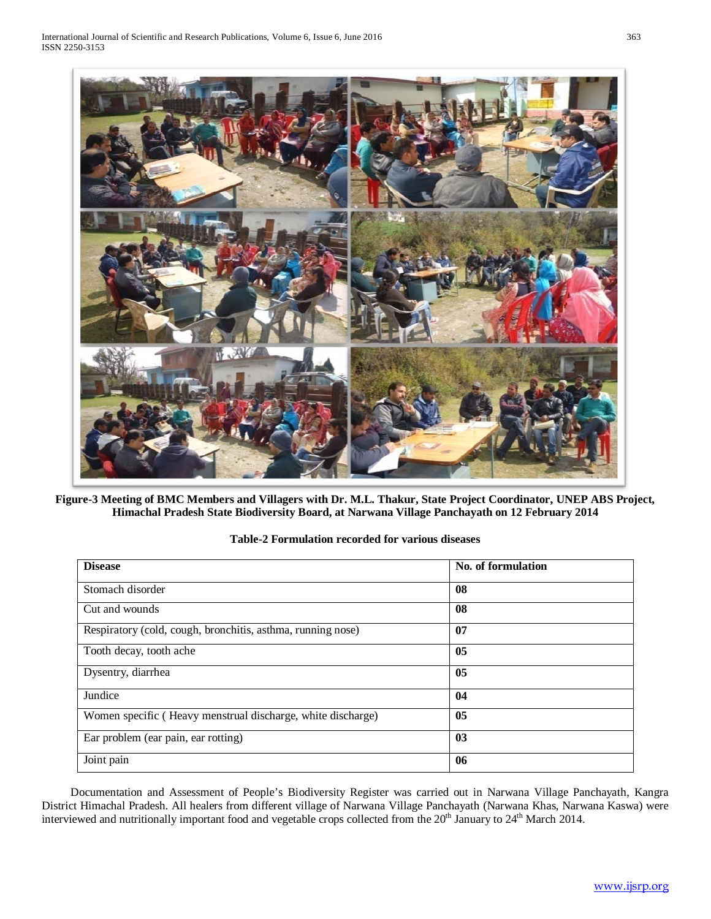**Figure-3 Meeting of BMC Members and Villagers with Dr. M.L. Thakur, State Project Coordinator, UNEP ABS Project, Himachal Pradesh State Biodiversity Board, at Narwana Village Panchayath on 12 February 2014**

**Table-2 Formulation recorded for various diseases**

| Disease | No. of formulation |
|---|---|
| Stomach disorder | **08** |
| Cut and wounds | **08** |
| Respiratory (cold, cough, bronchitis, asthma, running nose) | **07** |
| Tooth decay, tooth ache | **05** |
| Dysentry, diarrhea | **05** |
| Jundice | **04** |
| Women specific ( Heavy menstrual discharge, white discharge) | **05** |
| Ear problem (ear pain, ear rotting) | **03** |
| Joint pain | **06** |

Documentation and Assessment of People's Biodiversity Register was carried out in Narwana Village Panchayath, Kangra District Himachal Pradesh. All healers from different village of Narwana Village Panchayath (Narwana Khas, Narwana Kaswa) were interviewed and nutritionally important food and vegetable crops collected from the 20th January to 24th March 2014.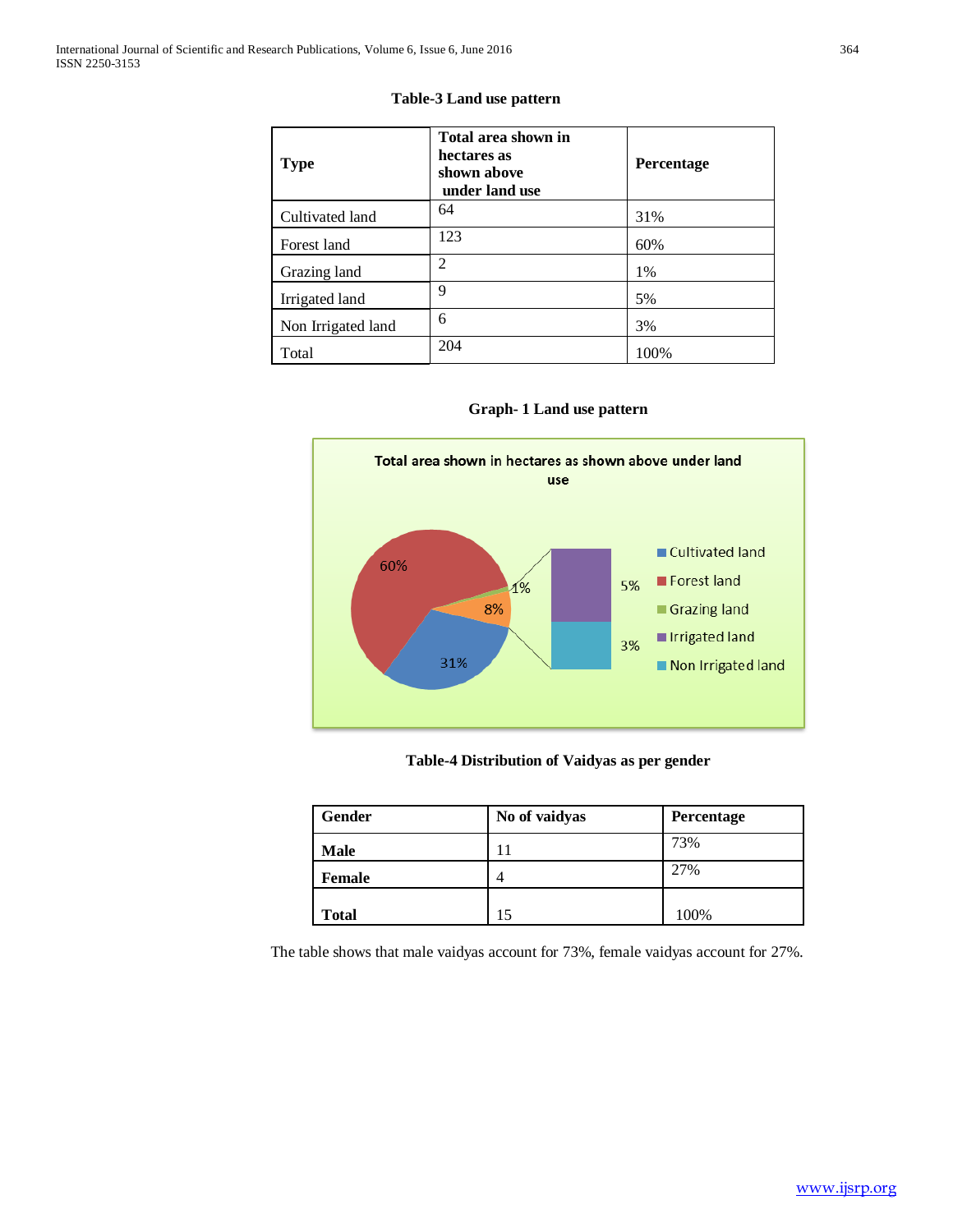**Table-3 Land use pattern**

| Type | Total area shown in hectares as shown above under land use | Percentage |
|---|---|---|
| Cultivated land | 64 | 31% |
| Forest land | 123 | 60% |
| Grazing land | 2 | 1% |
| Irrigated land | 9 | 5% |
| Non Irrigated land | 6 | 3% |
| Total | 204 | 100% |

**Graph- 1 Land use pattern**

**Table-4 Distribution of Vaidyas as per gender**

| Gender | No of vaidyas | Percentage |
|---|---|---|
| **Male** | 11 | 73% |
| **Female** | 4 | 27% |
| **Total** | 15 | 100% |

The table shows that male vaidyas account for 73%, female vaidyas account for 27%.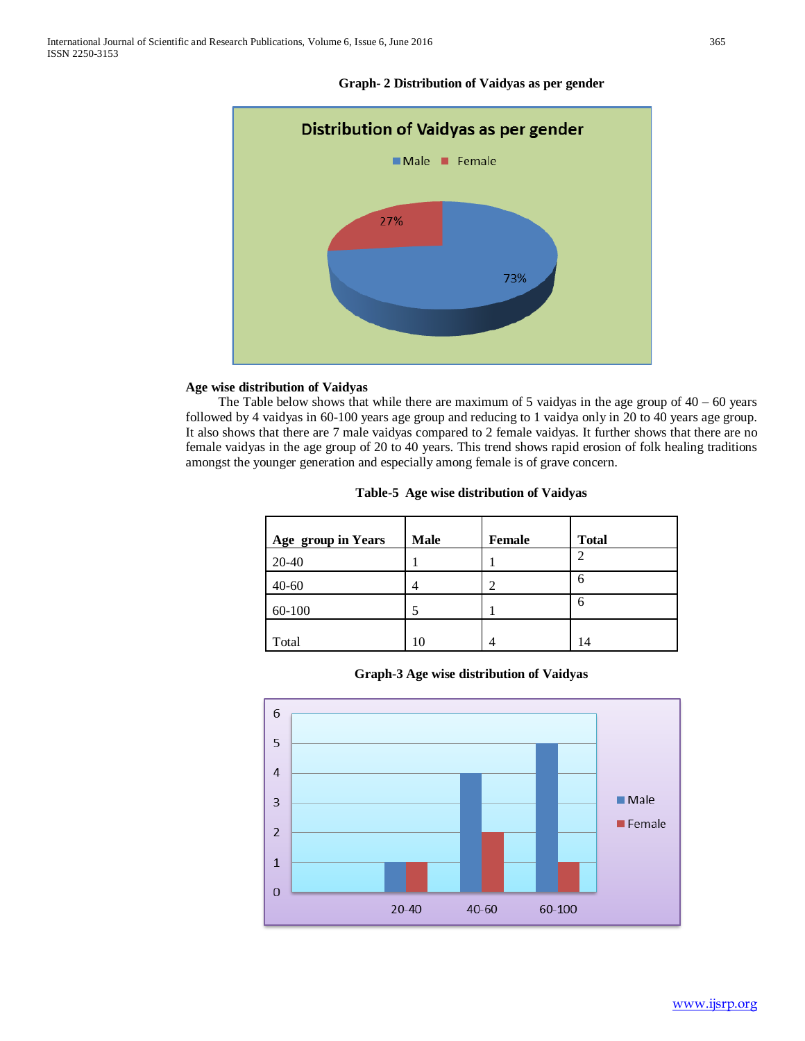**Graph- 2 Distribution of Vaidyas as per gender**

**Age wise distribution of Vaidyas**

The Table below shows that while there are maximum of 5 vaidyas in the age group of 40 – 60 years followed by 4 vaidyas in 60-100 years age group and reducing to 1 vaidya only in 20 to 40 years age group. It also shows that there are 7 male vaidyas compared to 2 female vaidyas. It further shows that there are no female vaidyas in the age group of 20 to 40 years. This trend shows rapid erosion of folk healing traditions amongst the younger generation and especially among female is of grave concern.

**Table-5 Age wise distribution of Vaidyas**

| Age group in Years | Male | Female | Total |
|---|---|---|---|
| 20-40 | 1 | 1 | 2 |
| 40-60 | 4 | 2 | 6 |
| 60-100 | 5 | 1 | 6 |
| Total | 10 | 4 | 14 |

**Graph-3 Age wise distribution of Vaidyas**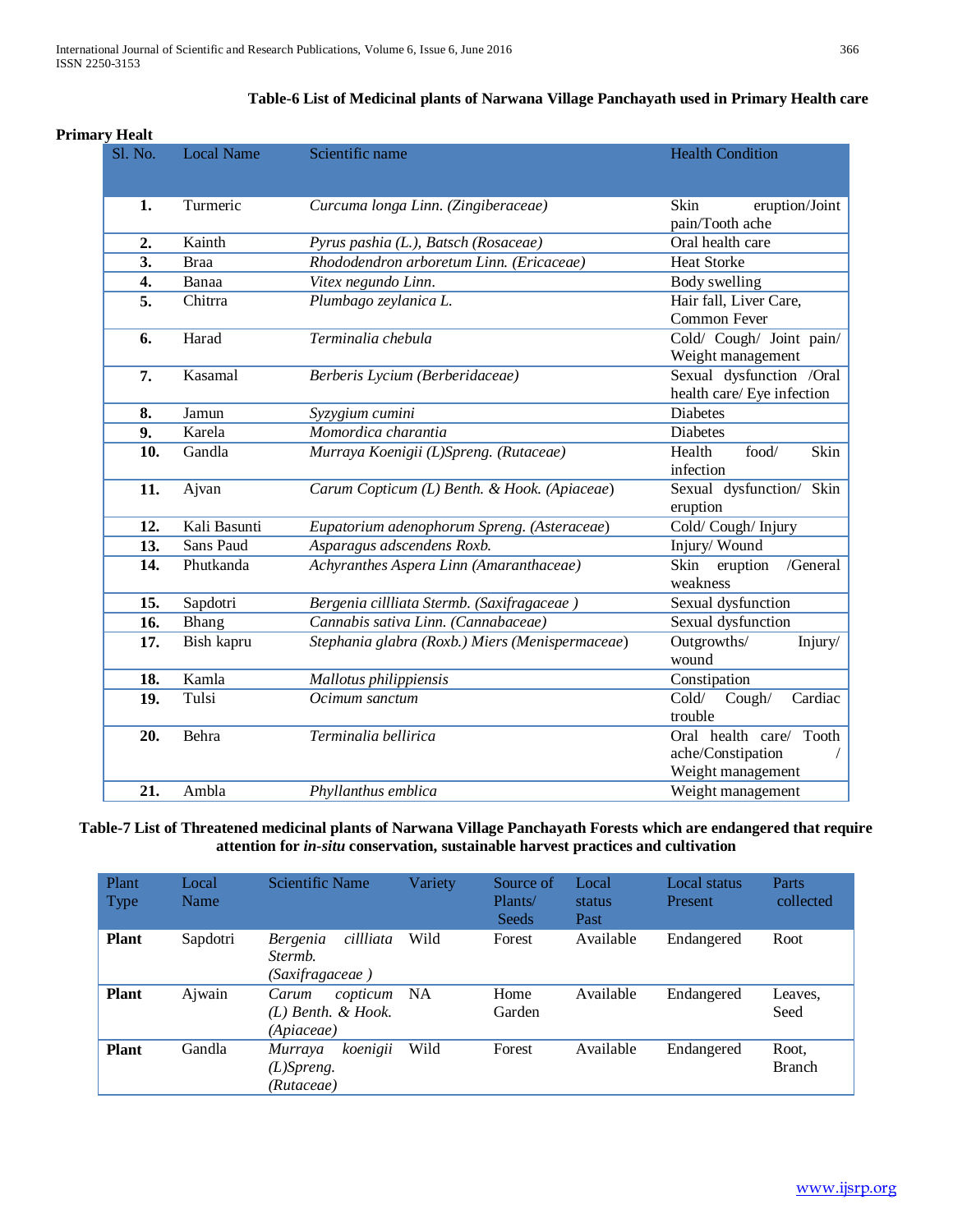**Table-6 List of Medicinal plants of Narwana Village Panchayath used in Primary Health care**

**Primary Healt**

| Sl. No. | Local Name | Scientific name | Health Condition |
|---|---|---|---|
| **1.** | Turmeric | *Curcuma longa Linn. (Zingiberaceae)* | Skin eruption/Joint pain/Tooth ache |
| **2.** | Kainth | *Pyrus pashia (L.), Batsch (Rosaceae)* | Oral health care |
| **3.** | Braa | *Rhododendron arboretum Linn. (Ericaceae)* | Heat Storke |
| **4.** | Banaa | *Vitex negundo Linn.* | Body swelling |
| **5.** | Chitrra | *Plumbago zeylanica L.* | Hair fall, Liver Care, Common Fever |
| **6.** | Harad | *Terminalia chebula* | Cold/ Cough/ Joint pain/ Weight management |
| **7.** | Kasamal | *Berberis Lycium (Berberidaceae)* | Sexual dysfunction /Oral health care/ Eye infection |
| **8.** | Jamun | *Syzygium cumini* | Diabetes |
| **9.** | Karela | *Momordica charantia* | Diabetes |
| **10.** | Gandla | *Murraya Koenigii (L)Spreng. (Rutaceae)* | Health food/ Skin infection |
| **11.** | Ajvan | *Carum Copticum (L) Benth. & Hook. (Apiaceae)* | Sexual dysfunction/ Skin eruption |
| **12.** | Kali Basunti | *Eupatorium adenophorum Spreng. (Asteraceae)* | Cold/ Cough/ Injury |
| **13.** | Sans Paud | *Asparagus adscendens Roxb.* | Injury/ Wound |
| **14.** | Phutkanda | *Achyranthes Aspera Linn (Amaranthaceae)* | Skin eruption /General weakness |
| **15.** | Sapdotri | *Bergenia cillliata Stermb. (Saxifragaceae )* | Sexual dysfunction |
| **16.** | Bhang | *Cannabis sativa Linn. (Cannabaceae)* | Sexual dysfunction |
| **17.** | Bish kapru | *Stephania glabra (Roxb.) Miers (Menispermaceae)* | Outgrowths/ Injury/ wound |
| **18.** | Kamla | *Mallotus philippiensis* | Constipation |
| **19.** | Tulsi | *Ocimum sanctum* | Cold/ Cough/ Cardiac trouble |
| **20.** | Behra | *Terminalia bellirica* | Oral health care/ Tooth ache/Constipation / Weight management |
| **21.** | Ambla | *Phyllanthus emblica* | Weight management |

**Table-7 List of Threatened medicinal plants of Narwana Village Panchayath Forests which are endangered that require attention for *in-situ* conservation, sustainable harvest practices and cultivation**

| Plant Type | Local Name | Scientific Name | Variety | Source of Plants/ Seeds | Local status Past | Local status Present | Parts collected |
|---|---|---|---|---|---|---|---|
| **Plant** | Sapdotri | *Bergenia cillliata Stermb. (Saxifragaceae )* | Wild | Forest | Available | Endangered | Root |
| **Plant** | Ajwain | *Carum copticum (L) Benth. & Hook. (Apiaceae)* | NA | Home Garden | Available | Endangered | Leaves, Seed |
| **Plant** | Gandla | *Murraya koenigii (L)Spreng. (Rutaceae)* | Wild | Forest | Available | Endangered | Root, Branch |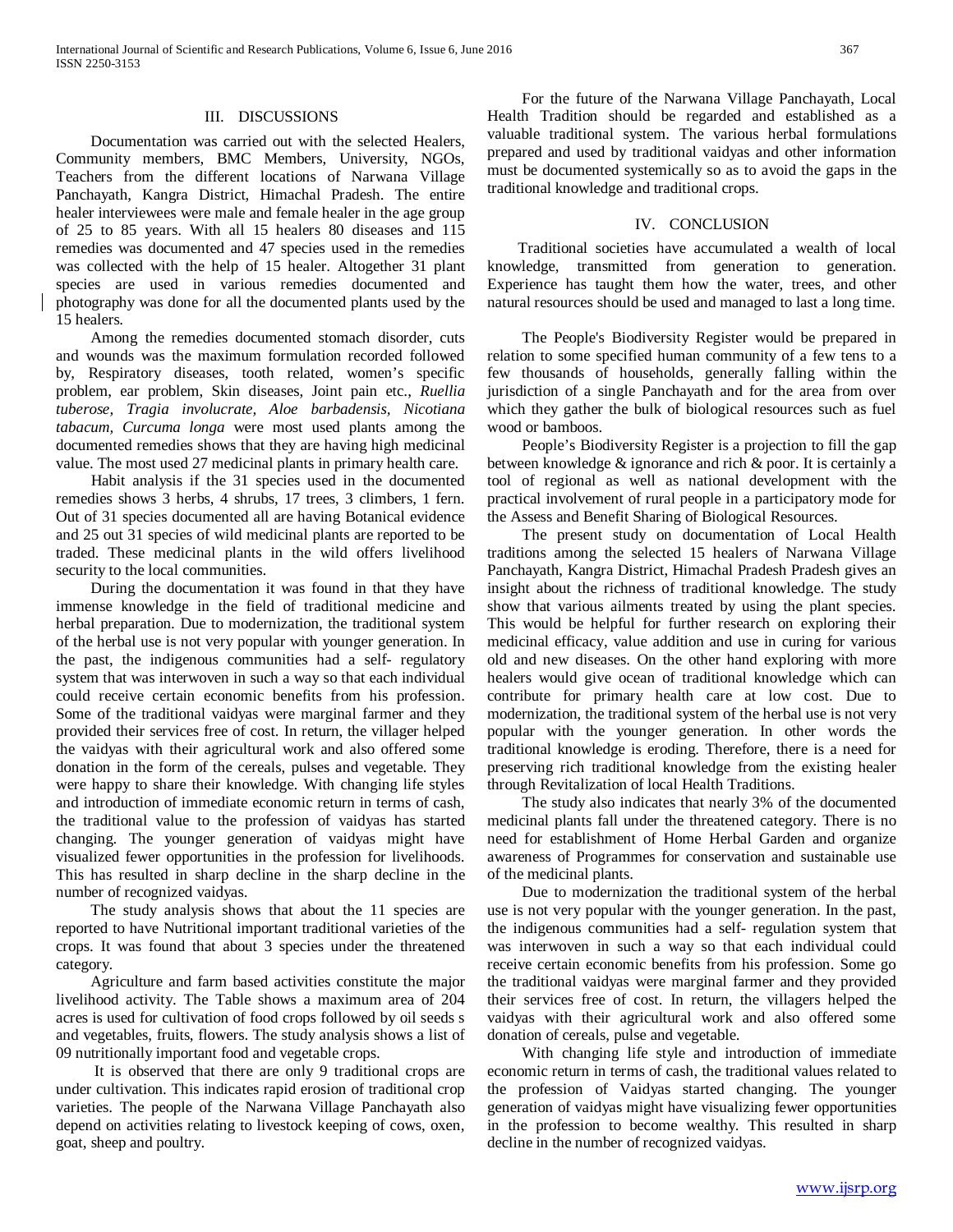## III. DISCUSSIONS

Documentation was carried out with the selected Healers, Community members, BMC Members, University, NGOs, Teachers from the different locations of Narwana Village Panchayath, Kangra District, Himachal Pradesh. The entire healer interviewees were male and female healer in the age group of 25 to 85 years. With all 15 healers 80 diseases and 115 remedies was documented and 47 species used in the remedies was collected with the help of 15 healer. Altogether 31 plant species are used in various remedies documented and photography was done for all the documented plants used by the 15 healers.

Among the remedies documented stomach disorder, cuts and wounds was the maximum formulation recorded followed by, Respiratory diseases, tooth related, women's specific problem, ear problem, Skin diseases, Joint pain etc., *Ruellia tuberose, Tragia involucrate, Aloe barbadensis, Nicotiana tabacum, Curcuma longa* were most used plants among the documented remedies shows that they are having high medicinal value. The most used 27 medicinal plants in primary health care.

Habit analysis if the 31 species used in the documented remedies shows 3 herbs, 4 shrubs, 17 trees, 3 climbers, 1 fern. Out of 31 species documented all are having Botanical evidence and 25 out 31 species of wild medicinal plants are reported to be traded. These medicinal plants in the wild offers livelihood security to the local communities.

During the documentation it was found in that they have immense knowledge in the field of traditional medicine and herbal preparation. Due to modernization, the traditional system of the herbal use is not very popular with younger generation. In the past, the indigenous communities had a self- regulatory system that was interwoven in such a way so that each individual could receive certain economic benefits from his profession. Some of the traditional vaidyas were marginal farmer and they provided their services free of cost. In return, the villager helped the vaidyas with their agricultural work and also offered some donation in the form of the cereals, pulses and vegetable. They were happy to share their knowledge. With changing life styles and introduction of immediate economic return in terms of cash, the traditional value to the profession of vaidyas has started changing. The younger generation of vaidyas might have visualized fewer opportunities in the profession for livelihoods. This has resulted in sharp decline in the sharp decline in the number of recognized vaidyas.

The study analysis shows that about the 11 species are reported to have Nutritional important traditional varieties of the crops. It was found that about 3 species under the threatened category.

Agriculture and farm based activities constitute the major livelihood activity. The Table shows a maximum area of 204 acres is used for cultivation of food crops followed by oil seeds s and vegetables, fruits, flowers. The study analysis shows a list of 09 nutritionally important food and vegetable crops.

It is observed that there are only 9 traditional crops are under cultivation. This indicates rapid erosion of traditional crop varieties. The people of the Narwana Village Panchayath also depend on activities relating to livestock keeping of cows, oxen, goat, sheep and poultry.

For the future of the Narwana Village Panchayath, Local Health Tradition should be regarded and established as a valuable traditional system. The various herbal formulations prepared and used by traditional vaidyas and other information must be documented systemically so as to avoid the gaps in the traditional knowledge and traditional crops.

## IV. CONCLUSION

Traditional societies have accumulated a wealth of local knowledge, transmitted from generation to generation. Experience has taught them how the water, trees, and other natural resources should be used and managed to last a long time.

The People's Biodiversity Register would be prepared in relation to some specified human community of a few tens to a few thousands of households, generally falling within the jurisdiction of a single Panchayath and for the area from over which they gather the bulk of biological resources such as fuel wood or bamboos.

People's Biodiversity Register is a projection to fill the gap between knowledge & ignorance and rich & poor. It is certainly a tool of regional as well as national development with the practical involvement of rural people in a participatory mode for the Assess and Benefit Sharing of Biological Resources.

The present study on documentation of Local Health traditions among the selected 15 healers of Narwana Village Panchayath, Kangra District, Himachal Pradesh Pradesh gives an insight about the richness of traditional knowledge. The study show that various ailments treated by using the plant species. This would be helpful for further research on exploring their medicinal efficacy, value addition and use in curing for various old and new diseases. On the other hand exploring with more healers would give ocean of traditional knowledge which can contribute for primary health care at low cost. Due to modernization, the traditional system of the herbal use is not very popular with the younger generation. In other words the traditional knowledge is eroding. Therefore, there is a need for preserving rich traditional knowledge from the existing healer through Revitalization of local Health Traditions.

The study also indicates that nearly 3% of the documented medicinal plants fall under the threatened category. There is no need for establishment of Home Herbal Garden and organize awareness of Programmes for conservation and sustainable use of the medicinal plants.

Due to modernization the traditional system of the herbal use is not very popular with the younger generation. In the past, the indigenous communities had a self- regulation system that was interwoven in such a way so that each individual could receive certain economic benefits from his profession. Some go the traditional vaidyas were marginal farmer and they provided their services free of cost. In return, the villagers helped the vaidyas with their agricultural work and also offered some donation of cereals, pulse and vegetable.

With changing life style and introduction of immediate economic return in terms of cash, the traditional values related to the profession of Vaidyas started changing. The younger generation of vaidyas might have visualizing fewer opportunities in the profession to become wealthy. This resulted in sharp decline in the number of recognized vaidyas.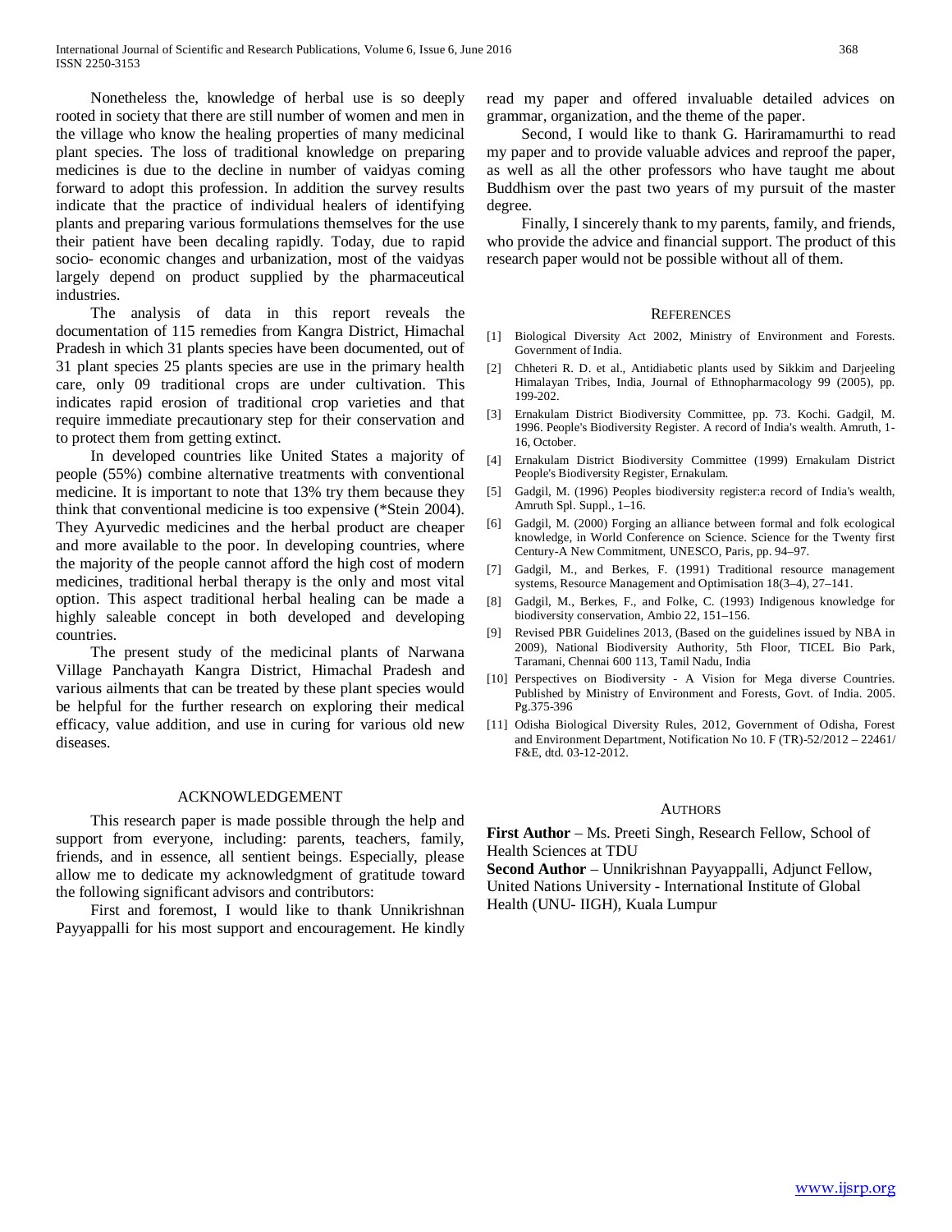Nonetheless the, knowledge of herbal use is so deeply rooted in society that there are still number of women and men in the village who know the healing properties of many medicinal plant species. The loss of traditional knowledge on preparing medicines is due to the decline in number of vaidyas coming forward to adopt this profession. In addition the survey results indicate that the practice of individual healers of identifying plants and preparing various formulations themselves for the use their patient have been decaling rapidly. Today, due to rapid socio- economic changes and urbanization, most of the vaidyas largely depend on product supplied by the pharmaceutical industries.

The analysis of data in this report reveals the documentation of 115 remedies from Kangra District, Himachal Pradesh in which 31 plants species have been documented, out of 31 plant species 25 plants species are use in the primary health care, only 09 traditional crops are under cultivation. This indicates rapid erosion of traditional crop varieties and that require immediate precautionary step for their conservation and to protect them from getting extinct.

In developed countries like United States a majority of people (55%) combine alternative treatments with conventional medicine. It is important to note that 13% try them because they think that conventional medicine is too expensive (*Stein 2004). They Ayurvedic medicines and the herbal product are cheaper and more available to the poor. In developing countries, where the majority of the people cannot afford the high cost of modern medicines, traditional herbal therapy is the only and most vital option. This aspect traditional herbal healing can be made a highly saleable concept in both developed and developing countries.

The present study of the medicinal plants of Narwana Village Panchayath Kangra District, Himachal Pradesh and various ailments that can be treated by these plant species would be helpful for the further research on exploring their medical efficacy, value addition, and use in curing for various old new diseases.

## ACKNOWLEDGEMENT

This research paper is made possible through the help and support from everyone, including: parents, teachers, family, friends, and in essence, all sentient beings. Especially, please allow me to dedicate my acknowledgment of gratitude toward the following significant advisors and contributors:

First and foremost, I would like to thank Unnikrishnan Payyappalli for his most support and encouragement. He kindly read my paper and offered invaluable detailed advices on grammar, organization, and the theme of the paper.

Second, I would like to thank G. Hariramamurthi to read my paper and to provide valuable advices and reproof the paper, as well as all the other professors who have taught me about Buddhism over the past two years of my pursuit of the master degree.

Finally, I sincerely thank to my parents, family, and friends, who provide the advice and financial support. The product of this research paper would not be possible without all of them.

## REFERENCES

[1] Biological Diversity Act 2002, Ministry of Environment and Forests. Government of India.

[2] Chheteri R. D. et al., Antidiabetic plants used by Sikkim and Darjeeling Himalayan Tribes, India, Journal of Ethnopharmacology 99 (2005), pp. 199-202.

[3] Ernakulam District Biodiversity Committee, pp. 73. Kochi. Gadgil, M. 1996. People's Biodiversity Register. A record of India's wealth. Amruth, 1-16, October.

[4] Ernakulam District Biodiversity Committee (1999) Ernakulam District People's Biodiversity Register, Ernakulam.

[5] Gadgil, M. (1996) Peoples biodiversity register:a record of India's wealth, Amruth Spl. Suppl., 1–16.

[6] Gadgil, M. (2000) Forging an alliance between formal and folk ecological knowledge, in World Conference on Science. Science for the Twenty first Century-A New Commitment, UNESCO, Paris, pp. 94–97.

[7] Gadgil, M., and Berkes, F. (1991) Traditional resource management systems, Resource Management and Optimisation 18(3–4), 27–141.

[8] Gadgil, M., Berkes, F., and Folke, C. (1993) Indigenous knowledge for biodiversity conservation, Ambio 22, 151–156.

[9] Revised PBR Guidelines 2013, (Based on the guidelines issued by NBA in 2009), National Biodiversity Authority, 5th Floor, TICEL Bio Park, Taramani, Chennai 600 113, Tamil Nadu, India

[10] Perspectives on Biodiversity - A Vision for Mega diverse Countries. Published by Ministry of Environment and Forests, Govt. of India. 2005. Pg.375-396

[11] Odisha Biological Diversity Rules, 2012, Government of Odisha, Forest and Environment Department, Notification No 10. F (TR)-52/2012 – 22461/ F&E, dtd. 03-12-2012.

## AUTHORS

**First Author** – Ms. Preeti Singh, Research Fellow, School of Health Sciences at TDU

**Second Author** – Unnikrishnan Payyappalli, Adjunct Fellow, United Nations University - International Institute of Global Health (UNU- IIGH), Kuala Lumpur